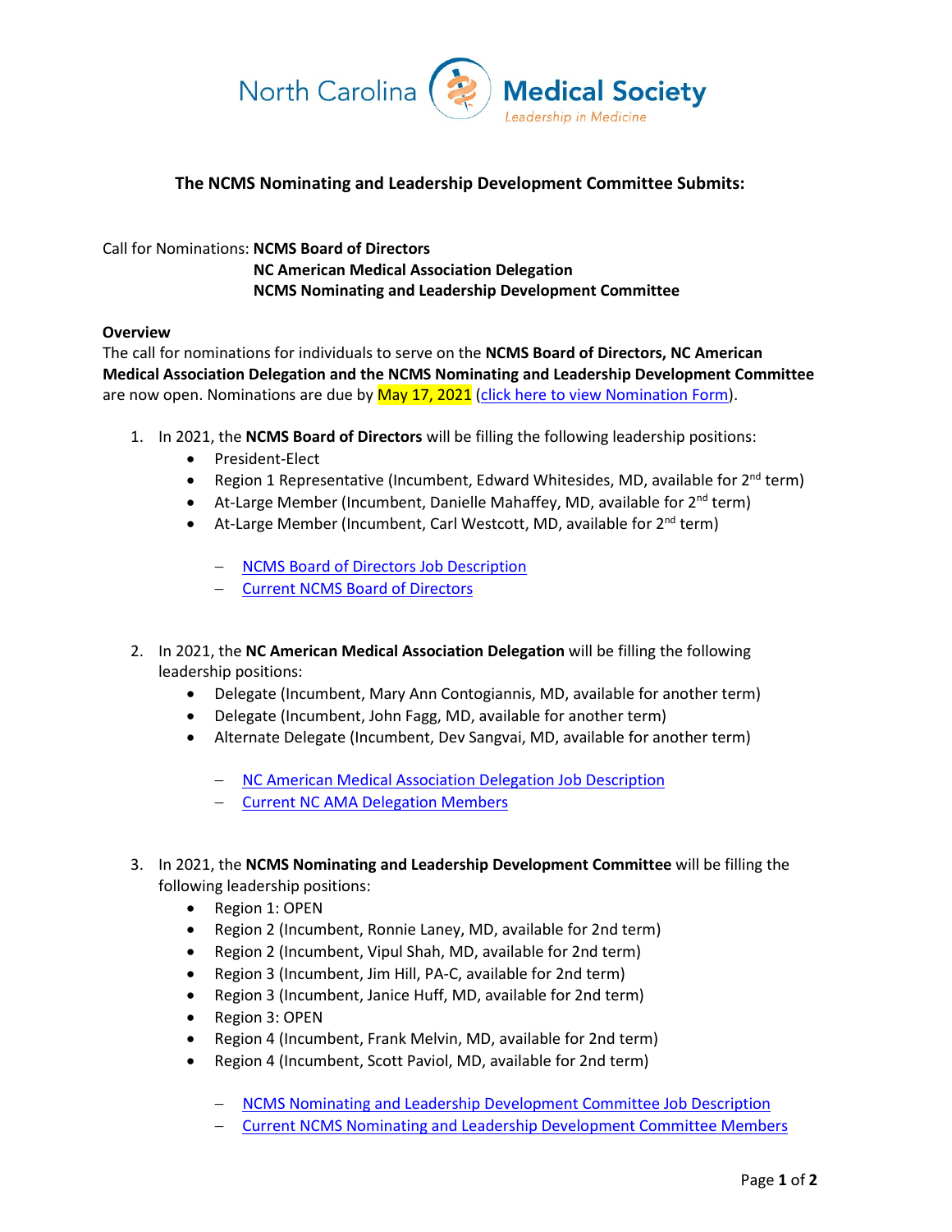North Carolina Medical Society
*Leadership in Medicine*

### The NCMS Nominating and Leadership Development Committee Submits:

Call for Nominations: **NCMS Board of Directors**
**NC American Medical Association Delegation**
**NCMS Nominating and Leadership Development Committee**

**Overview**

The call for nominations for individuals to serve on the **NCMS Board of Directors, NC American Medical Association Delegation and the NCMS Nominating and Leadership Development Committee** are now open. Nominations are due by May 17, 2021 (click here to view Nomination Form).

1. In 2021, the **NCMS Board of Directors** will be filling the following leadership positions:
   - President-Elect
   - Region 1 Representative (Incumbent, Edward Whitesides, MD, available for 2nd term)
   - At-Large Member (Incumbent, Danielle Mahaffey, MD, available for 2nd term)
   - At-Large Member (Incumbent, Carl Westcott, MD, available for 2nd term)

     – NCMS Board of Directors Job Description
     – Current NCMS Board of Directors

2. In 2021, the **NC American Medical Association Delegation** will be filling the following leadership positions:
   - Delegate (Incumbent, Mary Ann Contogiannis, MD, available for another term)
   - Delegate (Incumbent, John Fagg, MD, available for another term)
   - Alternate Delegate (Incumbent, Dev Sangvai, MD, available for another term)

     – NC American Medical Association Delegation Job Description
     – Current NC AMA Delegation Members

3. In 2021, the **NCMS Nominating and Leadership Development Committee** will be filling the following leadership positions:
   - Region 1: OPEN
   - Region 2 (Incumbent, Ronnie Laney, MD, available for 2nd term)
   - Region 2 (Incumbent, Vipul Shah, MD, available for 2nd term)
   - Region 3 (Incumbent, Jim Hill, PA-C, available for 2nd term)
   - Region 3 (Incumbent, Janice Huff, MD, available for 2nd term)
   - Region 3: OPEN
   - Region 4 (Incumbent, Frank Melvin, MD, available for 2nd term)
   - Region 4 (Incumbent, Scott Paviol, MD, available for 2nd term)

     – NCMS Nominating and Leadership Development Committee Job Description
     – Current NCMS Nominating and Leadership Development Committee Members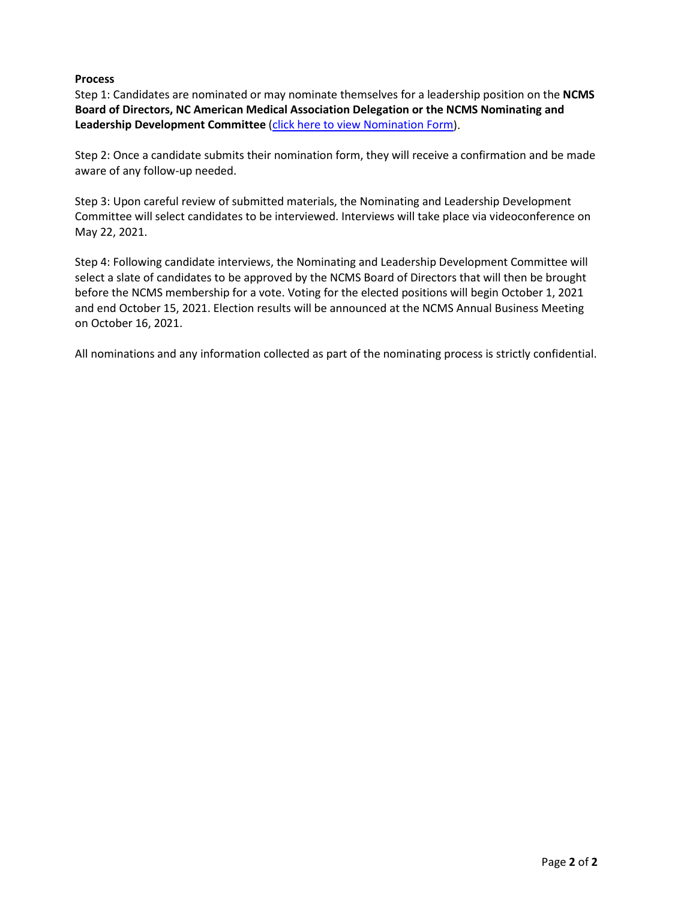**Process**

Step 1: Candidates are nominated or may nominate themselves for a leadership position on the **NCMS Board of Directors, NC American Medical Association Delegation or the NCMS Nominating and Leadership Development Committee** (click here to view Nomination Form).

Step 2: Once a candidate submits their nomination form, they will receive a confirmation and be made aware of any follow-up needed.

Step 3: Upon careful review of submitted materials, the Nominating and Leadership Development Committee will select candidates to be interviewed. Interviews will take place via videoconference on May 22, 2021.

Step 4: Following candidate interviews, the Nominating and Leadership Development Committee will select a slate of candidates to be approved by the NCMS Board of Directors that will then be brought before the NCMS membership for a vote. Voting for the elected positions will begin October 1, 2021 and end October 15, 2021. Election results will be announced at the NCMS Annual Business Meeting on October 16, 2021.

All nominations and any information collected as part of the nominating process is strictly confidential.